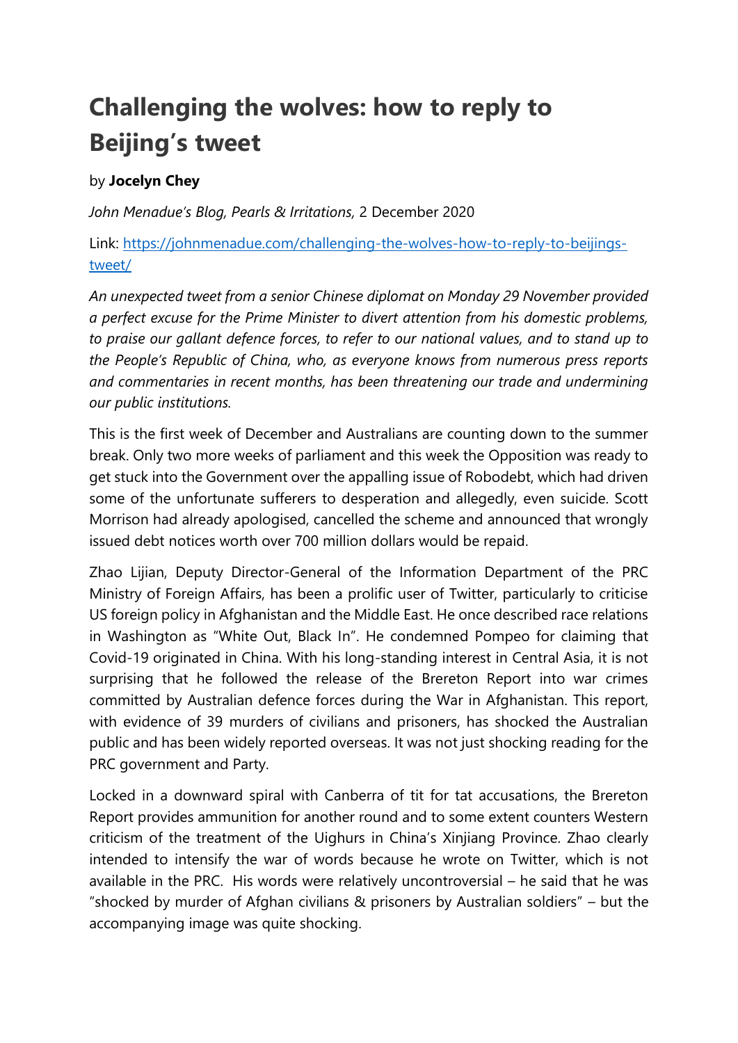# Challenging the wolves: how to reply to Beijing's tweet

by **Jocelyn Chey**

*John Menadue's Blog, Pearls & Irritations,* 2 December 2020

Link: [https://johnmenadue.com/challenging-the-wolves-how-to-reply-to-beijings-tweet/](https://johnmenadue.com/challenging-the-wolves-how-to-reply-to-beijings-tweet/)

*An unexpected tweet from a senior Chinese diplomat on Monday 29 November provided a perfect excuse for the Prime Minister to divert attention from his domestic problems, to praise our gallant defence forces, to refer to our national values, and to stand up to the People's Republic of China, who, as everyone knows from numerous press reports and commentaries in recent months, has been threatening our trade and undermining our public institutions.*

This is the first week of December and Australians are counting down to the summer break. Only two more weeks of parliament and this week the Opposition was ready to get stuck into the Government over the appalling issue of Robodebt, which had driven some of the unfortunate sufferers to desperation and allegedly, even suicide. Scott Morrison had already apologised, cancelled the scheme and announced that wrongly issued debt notices worth over 700 million dollars would be repaid.

Zhao Lijian, Deputy Director-General of the Information Department of the PRC Ministry of Foreign Affairs, has been a prolific user of Twitter, particularly to criticise US foreign policy in Afghanistan and the Middle East. He once described race relations in Washington as "White Out, Black In". He condemned Pompeo for claiming that Covid-19 originated in China. With his long-standing interest in Central Asia, it is not surprising that he followed the release of the Brereton Report into war crimes committed by Australian defence forces during the War in Afghanistan. This report, with evidence of 39 murders of civilians and prisoners, has shocked the Australian public and has been widely reported overseas. It was not just shocking reading for the PRC government and Party.

Locked in a downward spiral with Canberra of tit for tat accusations, the Brereton Report provides ammunition for another round and to some extent counters Western criticism of the treatment of the Uighurs in China's Xinjiang Province. Zhao clearly intended to intensify the war of words because he wrote on Twitter, which is not available in the PRC. His words were relatively uncontroversial – he said that he was "shocked by murder of Afghan civilians & prisoners by Australian soldiers" – but the accompanying image was quite shocking.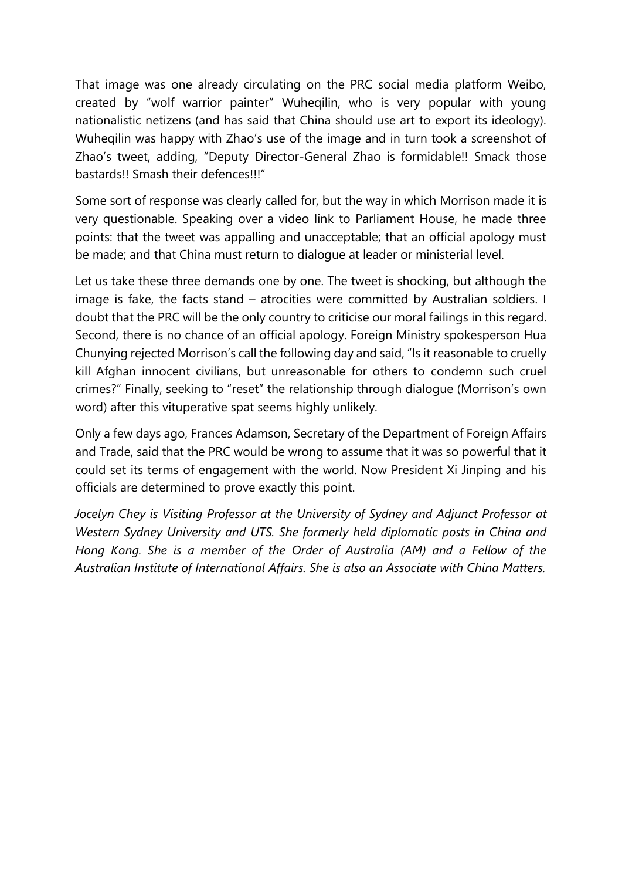That image was one already circulating on the PRC social media platform Weibo, created by "wolf warrior painter" Wuheqilin, who is very popular with young nationalistic netizens (and has said that China should use art to export its ideology). Wuheqilin was happy with Zhao's use of the image and in turn took a screenshot of Zhao's tweet, adding, "Deputy Director-General Zhao is formidable!! Smack those bastards!! Smash their defences!!!"

Some sort of response was clearly called for, but the way in which Morrison made it is very questionable. Speaking over a video link to Parliament House, he made three points: that the tweet was appalling and unacceptable; that an official apology must be made; and that China must return to dialogue at leader or ministerial level.

Let us take these three demands one by one. The tweet is shocking, but although the image is fake, the facts stand – atrocities were committed by Australian soldiers. I doubt that the PRC will be the only country to criticise our moral failings in this regard. Second, there is no chance of an official apology. Foreign Ministry spokesperson Hua Chunying rejected Morrison's call the following day and said, "Is it reasonable to cruelly kill Afghan innocent civilians, but unreasonable for others to condemn such cruel crimes?" Finally, seeking to "reset" the relationship through dialogue (Morrison's own word) after this vituperative spat seems highly unlikely.

Only a few days ago, Frances Adamson, Secretary of the Department of Foreign Affairs and Trade, said that the PRC would be wrong to assume that it was so powerful that it could set its terms of engagement with the world. Now President Xi Jinping and his officials are determined to prove exactly this point.

*Jocelyn Chey is Visiting Professor at the University of Sydney and Adjunct Professor at Western Sydney University and UTS. She formerly held diplomatic posts in China and Hong Kong. She is a member of the Order of Australia (AM) and a Fellow of the Australian Institute of International Affairs. She is also an Associate with China Matters.*